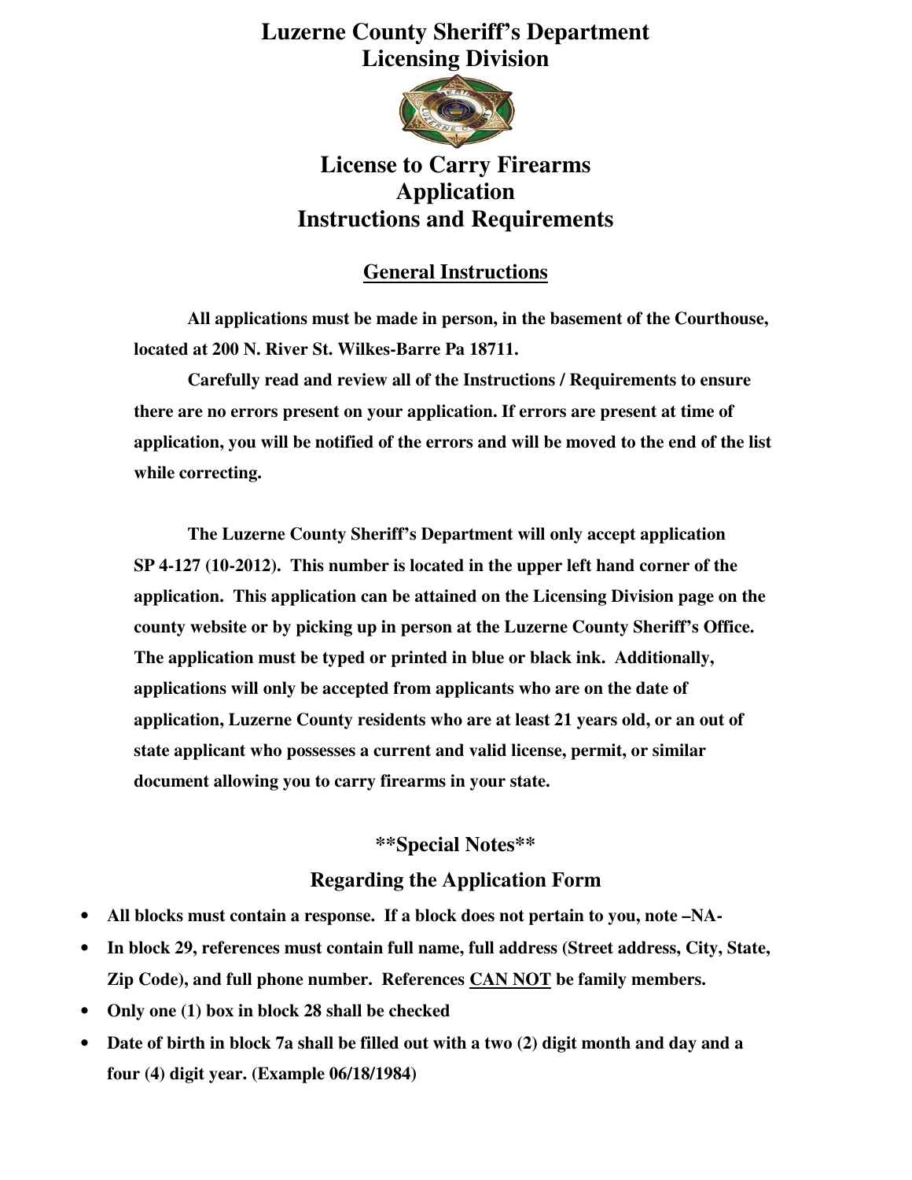# Luzerne County Sheriff's Department
# Licensing Division

## License to Carry Firearms Application Instructions and Requirements

### General Instructions

**All applications must be made in person, in the basement of the Courthouse, located at 200 N. River St. Wilkes-Barre Pa 18711.**

**Carefully read and review all of the Instructions / Requirements to ensure there are no errors present on your application. If errors are present at time of application, you will be notified of the errors and will be moved to the end of the list while correcting.**

**The Luzerne County Sheriff's Department will only accept application SP 4-127 (10-2012). This number is located in the upper left hand corner of the application. This application can be attained on the Licensing Division page on the county website or by picking up in person at the Luzerne County Sheriff's Office. The application must be typed or printed in blue or black ink. Additionally, applications will only be accepted from applicants who are on the date of application, Luzerne County residents who are at least 21 years old, or an out of state applicant who possesses a current and valid license, permit, or similar document allowing you to carry firearms in your state.**

### **Special Notes**

### Regarding the Application Form

- **All blocks must contain a response. If a block does not pertain to you, note –NA-**
- **In block 29, references must contain full name, full address (Street address, City, State, Zip Code), and full phone number. References <u>CAN NOT</u> be family members.**
- **Only one (1) box in block 28 shall be checked**
- **Date of birth in block 7a shall be filled out with a two (2) digit month and day and a four (4) digit year. (Example 06/18/1984)**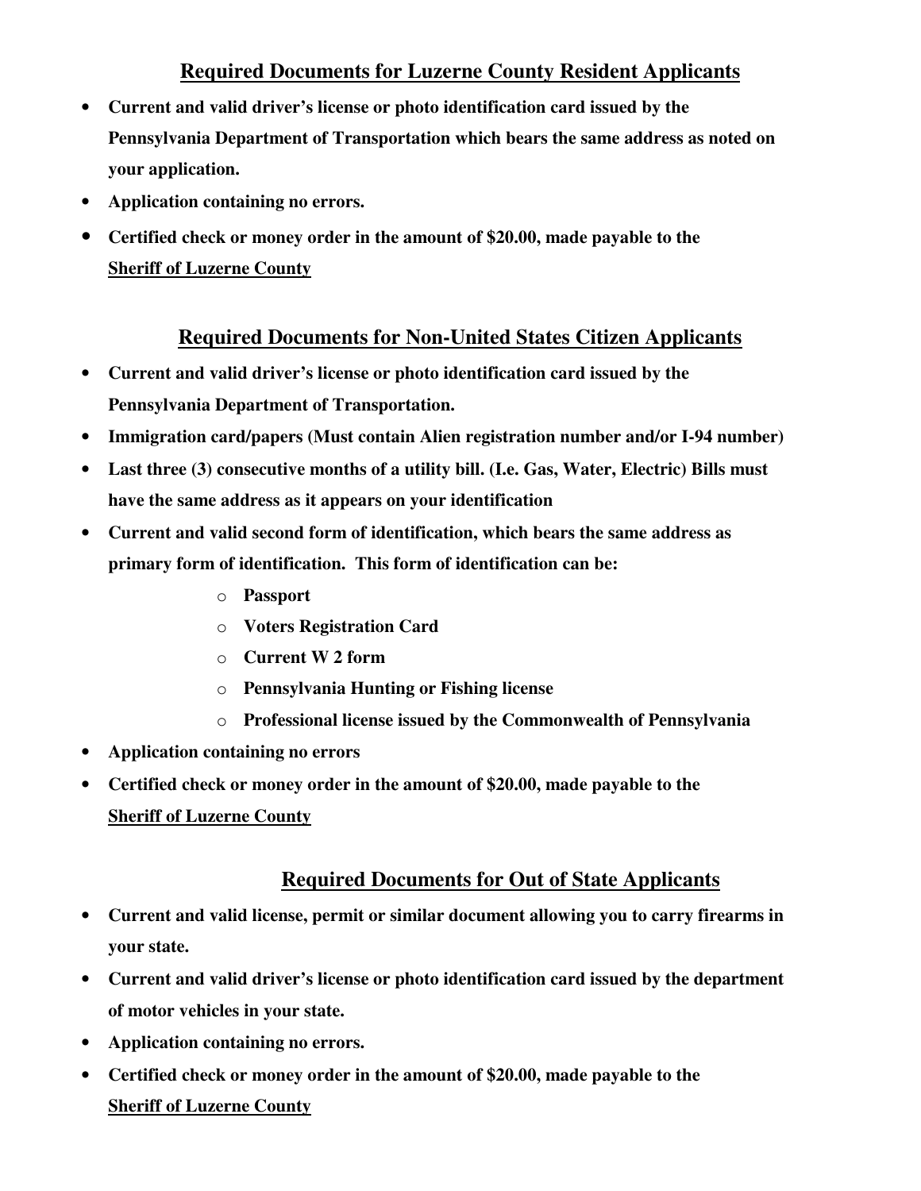## Required Documents for Luzerne County Resident Applicants

- **Current and valid driver's license or photo identification card issued by the Pennsylvania Department of Transportation which bears the same address as noted on your application.**
- **Application containing no errors.**
- **Certified check or money order in the amount of $20.00, made payable to the <u>Sheriff of Luzerne County</u>**

## Required Documents for Non-United States Citizen Applicants

- **Current and valid driver's license or photo identification card issued by the Pennsylvania Department of Transportation.**
- **Immigration card/papers (Must contain Alien registration number and/or I-94 number)**
- **Last three (3) consecutive months of a utility bill. (I.e. Gas, Water, Electric) Bills must have the same address as it appears on your identification**
- **Current and valid second form of identification, which bears the same address as primary form of identification. This form of identification can be:**
  - **Passport**
  - **Voters Registration Card**
  - **Current W 2 form**
  - **Pennsylvania Hunting or Fishing license**
  - **Professional license issued by the Commonwealth of Pennsylvania**
- **Application containing no errors**
- **Certified check or money order in the amount of $20.00, made payable to the <u>Sheriff of Luzerne County</u>**

## Required Documents for Out of State Applicants

- **Current and valid license, permit or similar document allowing you to carry firearms in your state.**
- **Current and valid driver's license or photo identification card issued by the department of motor vehicles in your state.**
- **Application containing no errors.**
- **Certified check or money order in the amount of $20.00, made payable to the <u>Sheriff of Luzerne County</u>**